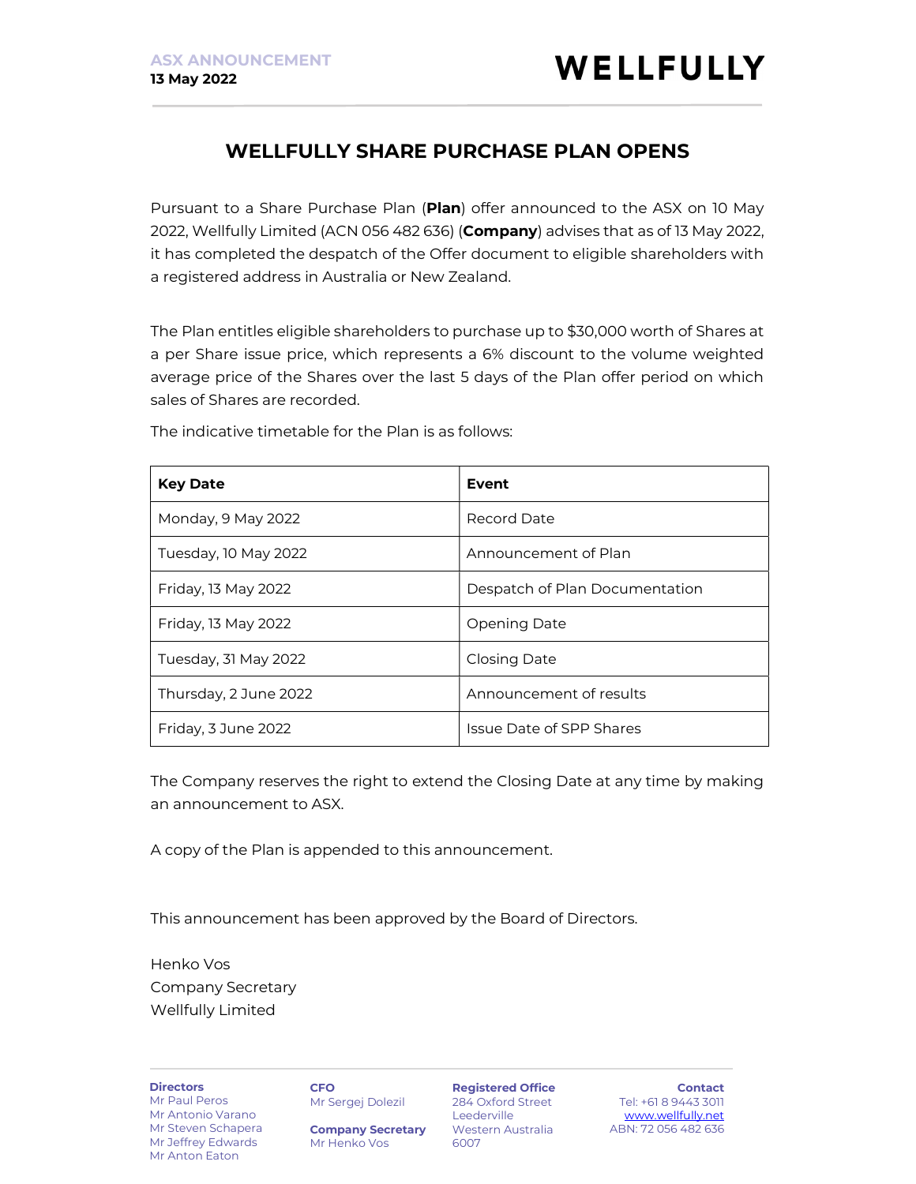ASX ANNOUNCEMENT
**13 May 2022**

WELLFULLY

# WELLFULLY SHARE PURCHASE PLAN OPENS

Pursuant to a Share Purchase Plan (**Plan**) offer announced to the ASX on 10 May 2022, Wellfully Limited (ACN 056 482 636) (**Company**) advises that as of 13 May 2022, it has completed the despatch of the Offer document to eligible shareholders with a registered address in Australia or New Zealand.

The Plan entitles eligible shareholders to purchase up to $30,000 worth of Shares at a per Share issue price, which represents a 6% discount to the volume weighted average price of the Shares over the last 5 days of the Plan offer period on which sales of Shares are recorded.

The indicative timetable for the Plan is as follows:

| Key Date | Event |
| --- | --- |
| Monday, 9 May 2022 | Record Date |
| Tuesday, 10 May 2022 | Announcement of Plan |
| Friday, 13 May 2022 | Despatch of Plan Documentation |
| Friday, 13 May 2022 | Opening Date |
| Tuesday, 31 May 2022 | Closing Date |
| Thursday, 2 June 2022 | Announcement of results |
| Friday, 3 June 2022 | Issue Date of SPP Shares |

The Company reserves the right to extend the Closing Date at any time by making an announcement to ASX.

A copy of the Plan is appended to this announcement.

This announcement has been approved by the Board of Directors.

Henko Vos
Company Secretary
Wellfully Limited

**Directors**
Mr Paul Peros
Mr Antonio Varano
Mr Steven Schapera
Mr Jeffrey Edwards
Mr Anton Eaton

**CFO**
Mr Sergej Dolezil

**Company Secretary**
Mr Henko Vos

**Registered Office**
284 Oxford Street
Leederville
Western Australia
6007

**Contact**
Tel: +61 8 9443 3011
www.wellfully.net
ABN: 72 056 482 636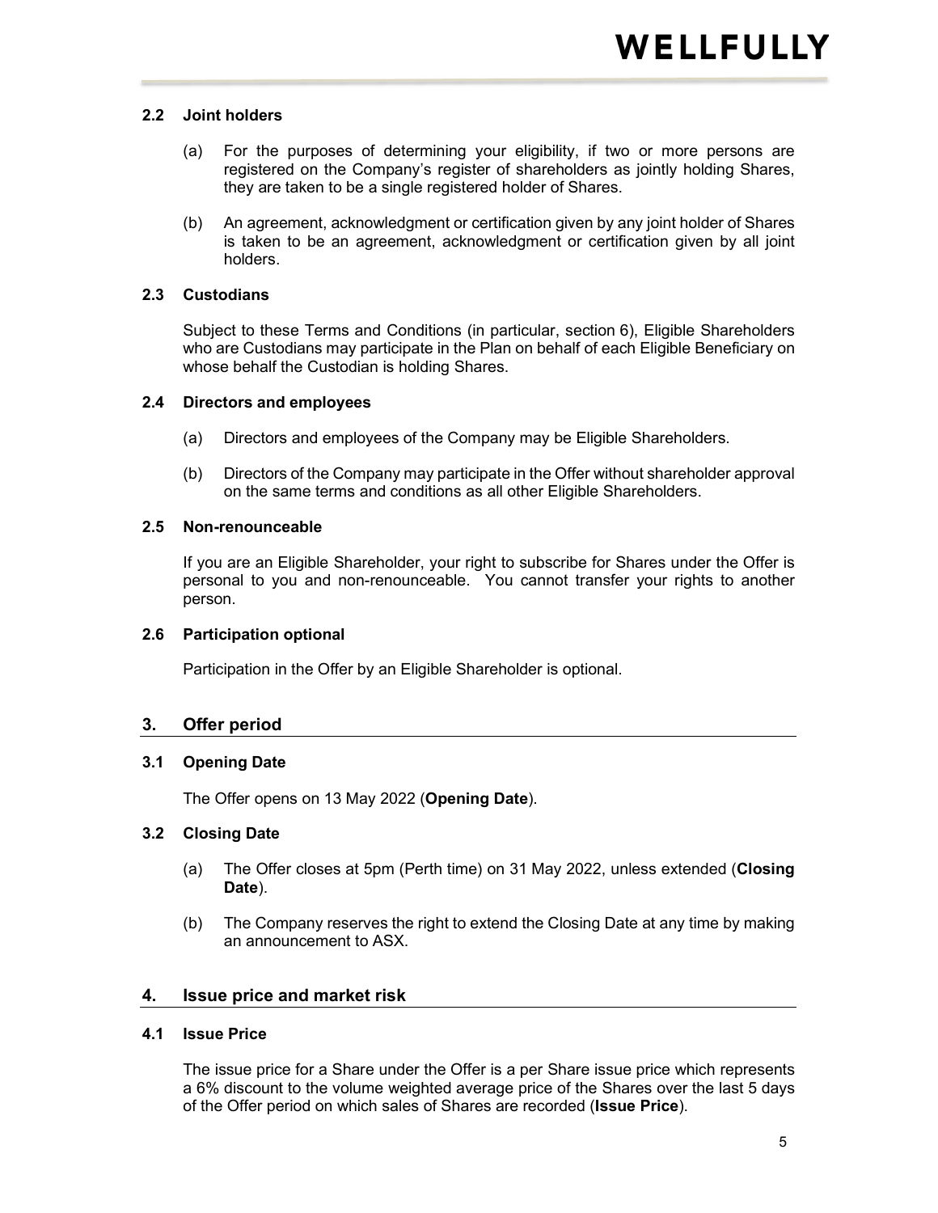### 2.2 Joint holders

(a) For the purposes of determining your eligibility, if two or more persons are registered on the Company's register of shareholders as jointly holding Shares, they are taken to be a single registered holder of Shares.

(b) An agreement, acknowledgment or certification given by any joint holder of Shares is taken to be an agreement, acknowledgment or certification given by all joint holders.

### 2.3 Custodians

Subject to these Terms and Conditions (in particular, section 6), Eligible Shareholders who are Custodians may participate in the Plan on behalf of each Eligible Beneficiary on whose behalf the Custodian is holding Shares.

### 2.4 Directors and employees

(a) Directors and employees of the Company may be Eligible Shareholders.

(b) Directors of the Company may participate in the Offer without shareholder approval on the same terms and conditions as all other Eligible Shareholders.

### 2.5 Non-renounceable

If you are an Eligible Shareholder, your right to subscribe for Shares under the Offer is personal to you and non-renounceable. You cannot transfer your rights to another person.

### 2.6 Participation optional

Participation in the Offer by an Eligible Shareholder is optional.

## 3. Offer period

### 3.1 Opening Date

The Offer opens on 13 May 2022 (**Opening Date**).

### 3.2 Closing Date

(a) The Offer closes at 5pm (Perth time) on 31 May 2022, unless extended (**Closing Date**).

(b) The Company reserves the right to extend the Closing Date at any time by making an announcement to ASX.

## 4. Issue price and market risk

### 4.1 Issue Price

The issue price for a Share under the Offer is a per Share issue price which represents a 6% discount to the volume weighted average price of the Shares over the last 5 days of the Offer period on which sales of Shares are recorded (**Issue Price**).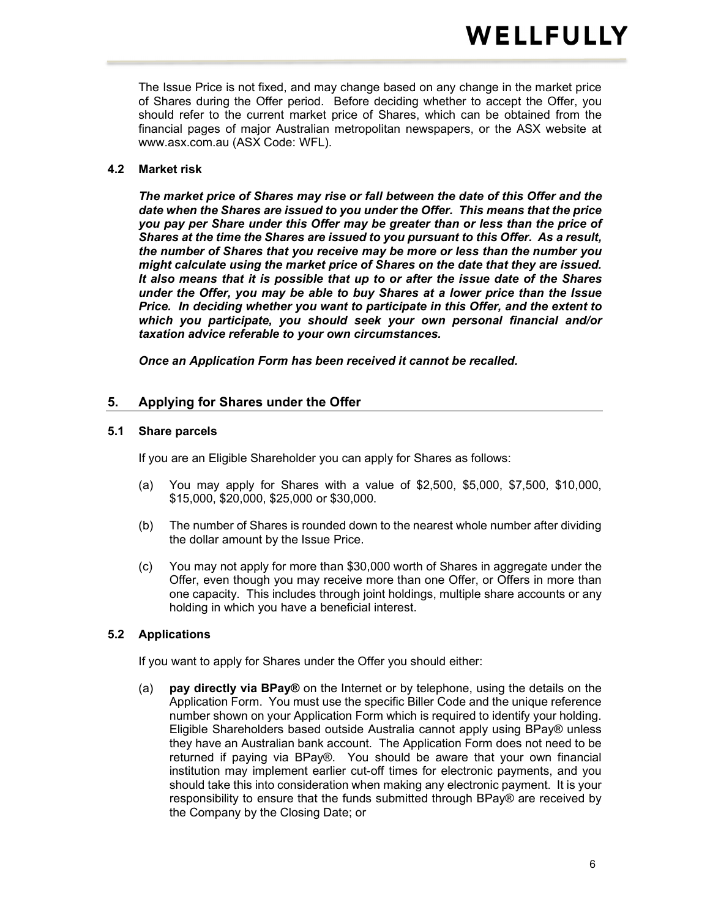The Issue Price is not fixed, and may change based on any change in the market price of Shares during the Offer period. Before deciding whether to accept the Offer, you should refer to the current market price of Shares, which can be obtained from the financial pages of major Australian metropolitan newspapers, or the ASX website at www.asx.com.au (ASX Code: WFL).

### 4.2 Market risk

***The market price of Shares may rise or fall between the date of this Offer and the date when the Shares are issued to you under the Offer. This means that the price you pay per Share under this Offer may be greater than or less than the price of Shares at the time the Shares are issued to you pursuant to this Offer. As a result, the number of Shares that you receive may be more or less than the number you might calculate using the market price of Shares on the date that they are issued. It also means that it is possible that up to or after the issue date of the Shares under the Offer, you may be able to buy Shares at a lower price than the Issue Price. In deciding whether you want to participate in this Offer, and the extent to which you participate, you should seek your own personal financial and/or taxation advice referable to your own circumstances.***

***Once an Application Form has been received it cannot be recalled.***

## 5. Applying for Shares under the Offer

### 5.1 Share parcels

If you are an Eligible Shareholder you can apply for Shares as follows:

(a) You may apply for Shares with a value of $2,500, $5,000, $7,500, $10,000, $15,000, $20,000, $25,000 or $30,000.

(b) The number of Shares is rounded down to the nearest whole number after dividing the dollar amount by the Issue Price.

(c) You may not apply for more than $30,000 worth of Shares in aggregate under the Offer, even though you may receive more than one Offer, or Offers in more than one capacity. This includes through joint holdings, multiple share accounts or any holding in which you have a beneficial interest.

### 5.2 Applications

If you want to apply for Shares under the Offer you should either:

(a) **pay directly via BPay®** on the Internet or by telephone, using the details on the Application Form. You must use the specific Biller Code and the unique reference number shown on your Application Form which is required to identify your holding. Eligible Shareholders based outside Australia cannot apply using BPay® unless they have an Australian bank account. The Application Form does not need to be returned if paying via BPay®. You should be aware that your own financial institution may implement earlier cut-off times for electronic payments, and you should take this into consideration when making any electronic payment. It is your responsibility to ensure that the funds submitted through BPay® are received by the Company by the Closing Date; or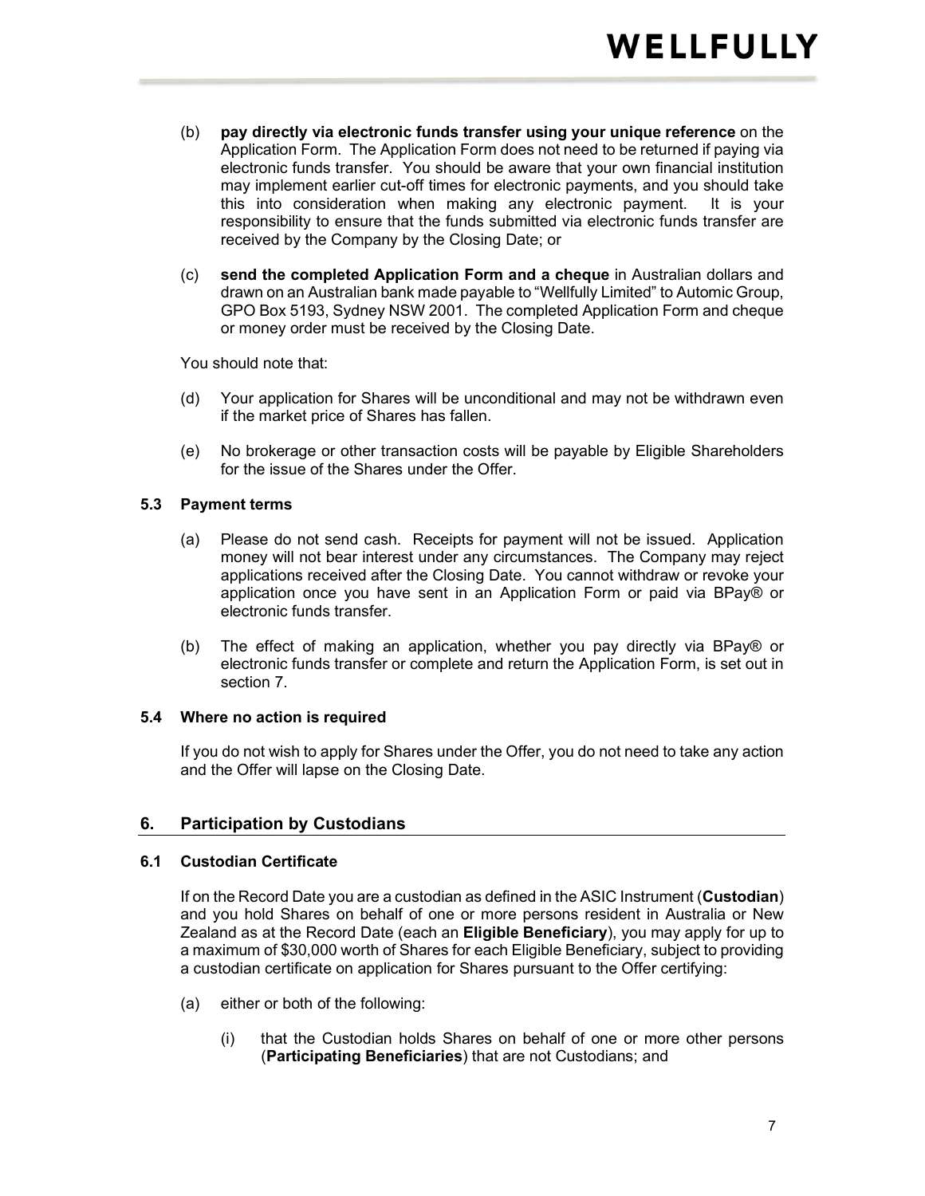(b) **pay directly via electronic funds transfer using your unique reference** on the Application Form. The Application Form does not need to be returned if paying via electronic funds transfer. You should be aware that your own financial institution may implement earlier cut-off times for electronic payments, and you should take this into consideration when making any electronic payment. It is your responsibility to ensure that the funds submitted via electronic funds transfer are received by the Company by the Closing Date; or

(c) **send the completed Application Form and a cheque** in Australian dollars and drawn on an Australian bank made payable to "Wellfully Limited" to Automic Group, GPO Box 5193, Sydney NSW 2001. The completed Application Form and cheque or money order must be received by the Closing Date.

You should note that:

(d) Your application for Shares will be unconditional and may not be withdrawn even if the market price of Shares has fallen.

(e) No brokerage or other transaction costs will be payable by Eligible Shareholders for the issue of the Shares under the Offer.

### 5.3 Payment terms

(a) Please do not send cash. Receipts for payment will not be issued. Application money will not bear interest under any circumstances. The Company may reject applications received after the Closing Date. You cannot withdraw or revoke your application once you have sent in an Application Form or paid via BPay® or electronic funds transfer.

(b) The effect of making an application, whether you pay directly via BPay® or electronic funds transfer or complete and return the Application Form, is set out in section 7.

### 5.4 Where no action is required

If you do not wish to apply for Shares under the Offer, you do not need to take any action and the Offer will lapse on the Closing Date.

## 6. Participation by Custodians

### 6.1 Custodian Certificate

If on the Record Date you are a custodian as defined in the ASIC Instrument (**Custodian**) and you hold Shares on behalf of one or more persons resident in Australia or New Zealand as at the Record Date (each an **Eligible Beneficiary**), you may apply for up to a maximum of $30,000 worth of Shares for each Eligible Beneficiary, subject to providing a custodian certificate on application for Shares pursuant to the Offer certifying:

(a) either or both of the following:

(i) that the Custodian holds Shares on behalf of one or more other persons (**Participating Beneficiaries**) that are not Custodians; and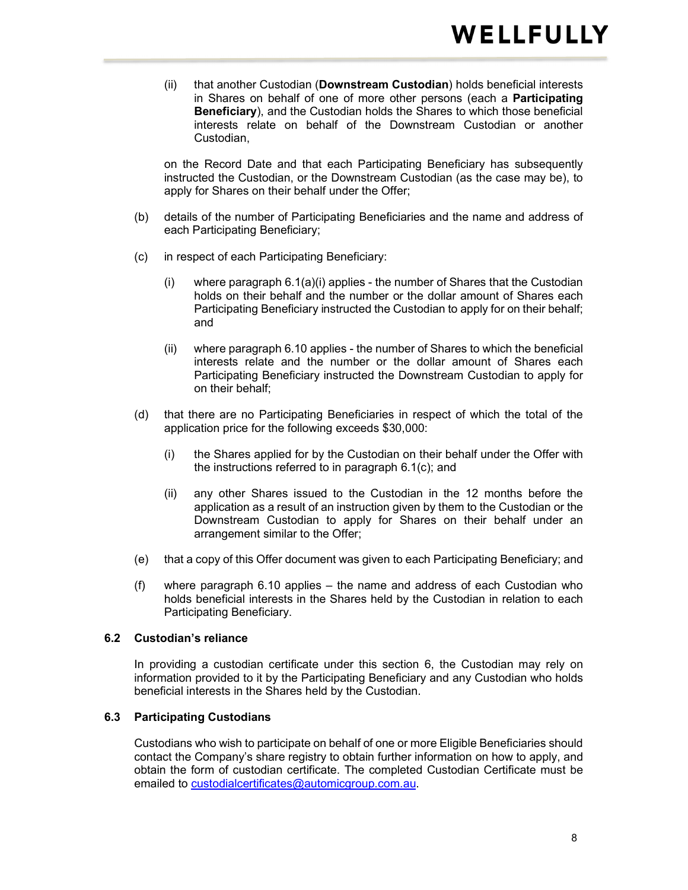(ii) that another Custodian (**Downstream Custodian**) holds beneficial interests in Shares on behalf of one of more other persons (each a **Participating Beneficiary**), and the Custodian holds the Shares to which those beneficial interests relate on behalf of the Downstream Custodian or another Custodian,

on the Record Date and that each Participating Beneficiary has subsequently instructed the Custodian, or the Downstream Custodian (as the case may be), to apply for Shares on their behalf under the Offer;

(b) details of the number of Participating Beneficiaries and the name and address of each Participating Beneficiary;

(c) in respect of each Participating Beneficiary:

(i) where paragraph 6.1(a)(i) applies - the number of Shares that the Custodian holds on their behalf and the number or the dollar amount of Shares each Participating Beneficiary instructed the Custodian to apply for on their behalf; and

(ii) where paragraph 6.10 applies - the number of Shares to which the beneficial interests relate and the number or the dollar amount of Shares each Participating Beneficiary instructed the Downstream Custodian to apply for on their behalf;

(d) that there are no Participating Beneficiaries in respect of which the total of the application price for the following exceeds $30,000:

(i) the Shares applied for by the Custodian on their behalf under the Offer with the instructions referred to in paragraph 6.1(c); and

(ii) any other Shares issued to the Custodian in the 12 months before the application as a result of an instruction given by them to the Custodian or the Downstream Custodian to apply for Shares on their behalf under an arrangement similar to the Offer;

(e) that a copy of this Offer document was given to each Participating Beneficiary; and

(f) where paragraph 6.10 applies – the name and address of each Custodian who holds beneficial interests in the Shares held by the Custodian in relation to each Participating Beneficiary.

### 6.2 Custodian's reliance

In providing a custodian certificate under this section 6, the Custodian may rely on information provided to it by the Participating Beneficiary and any Custodian who holds beneficial interests in the Shares held by the Custodian.

### 6.3 Participating Custodians

Custodians who wish to participate on behalf of one or more Eligible Beneficiaries should contact the Company's share registry to obtain further information on how to apply, and obtain the form of custodian certificate. The completed Custodian Certificate must be emailed to custodialcertificates@automicgroup.com.au.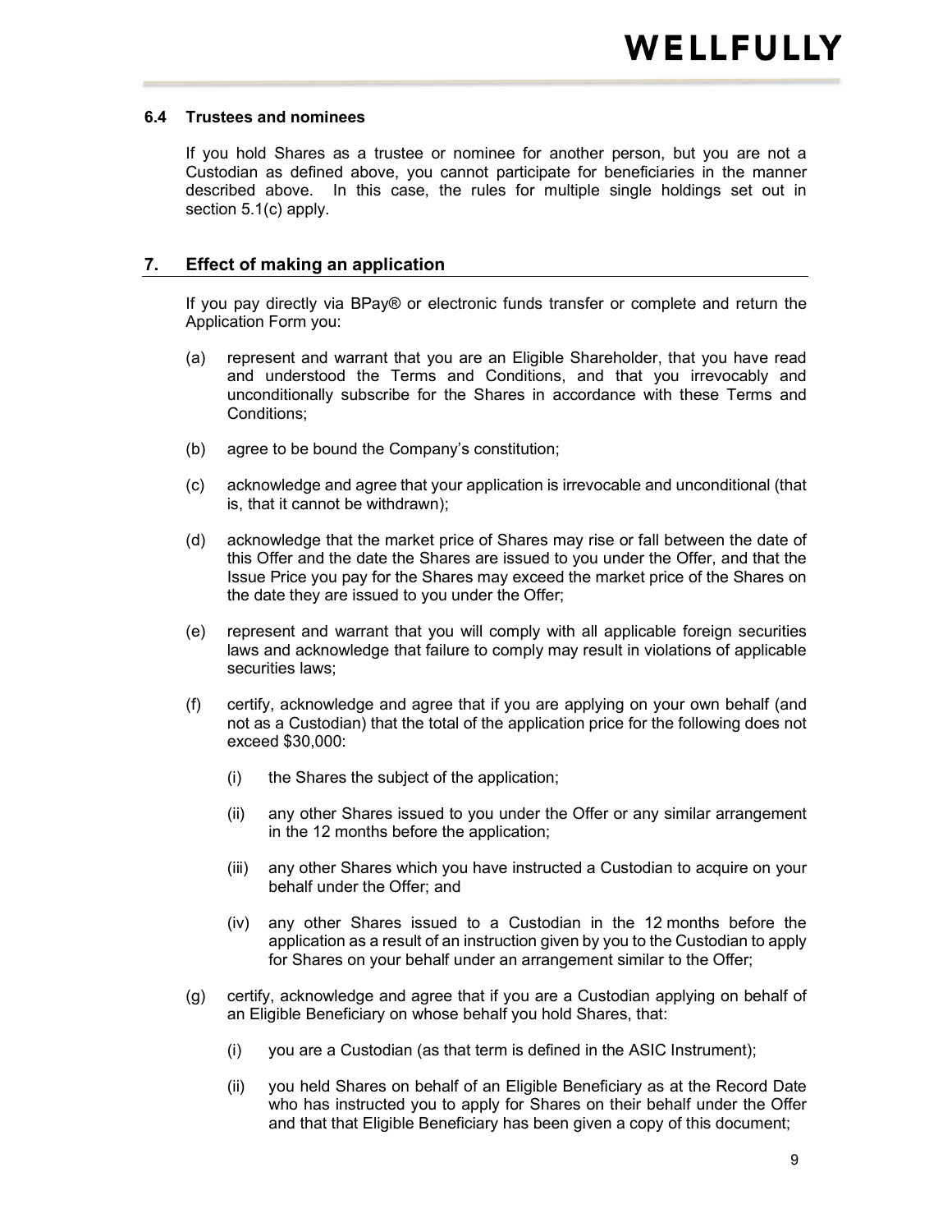### 6.4 Trustees and nominees

If you hold Shares as a trustee or nominee for another person, but you are not a Custodian as defined above, you cannot participate for beneficiaries in the manner described above. In this case, the rules for multiple single holdings set out in section 5.1(c) apply.

## 7. Effect of making an application

If you pay directly via BPay® or electronic funds transfer or complete and return the Application Form you:

(a) represent and warrant that you are an Eligible Shareholder, that you have read and understood the Terms and Conditions, and that you irrevocably and unconditionally subscribe for the Shares in accordance with these Terms and Conditions;

(b) agree to be bound the Company's constitution;

(c) acknowledge and agree that your application is irrevocable and unconditional (that is, that it cannot be withdrawn);

(d) acknowledge that the market price of Shares may rise or fall between the date of this Offer and the date the Shares are issued to you under the Offer, and that the Issue Price you pay for the Shares may exceed the market price of the Shares on the date they are issued to you under the Offer;

(e) represent and warrant that you will comply with all applicable foreign securities laws and acknowledge that failure to comply may result in violations of applicable securities laws;

(f) certify, acknowledge and agree that if you are applying on your own behalf (and not as a Custodian) that the total of the application price for the following does not exceed $30,000:

   (i) the Shares the subject of the application;

   (ii) any other Shares issued to you under the Offer or any similar arrangement in the 12 months before the application;

   (iii) any other Shares which you have instructed a Custodian to acquire on your behalf under the Offer; and

   (iv) any other Shares issued to a Custodian in the 12 months before the application as a result of an instruction given by you to the Custodian to apply for Shares on your behalf under an arrangement similar to the Offer;

(g) certify, acknowledge and agree that if you are a Custodian applying on behalf of an Eligible Beneficiary on whose behalf you hold Shares, that:

   (i) you are a Custodian (as that term is defined in the ASIC Instrument);

   (ii) you held Shares on behalf of an Eligible Beneficiary as at the Record Date who has instructed you to apply for Shares on their behalf under the Offer and that that Eligible Beneficiary has been given a copy of this document;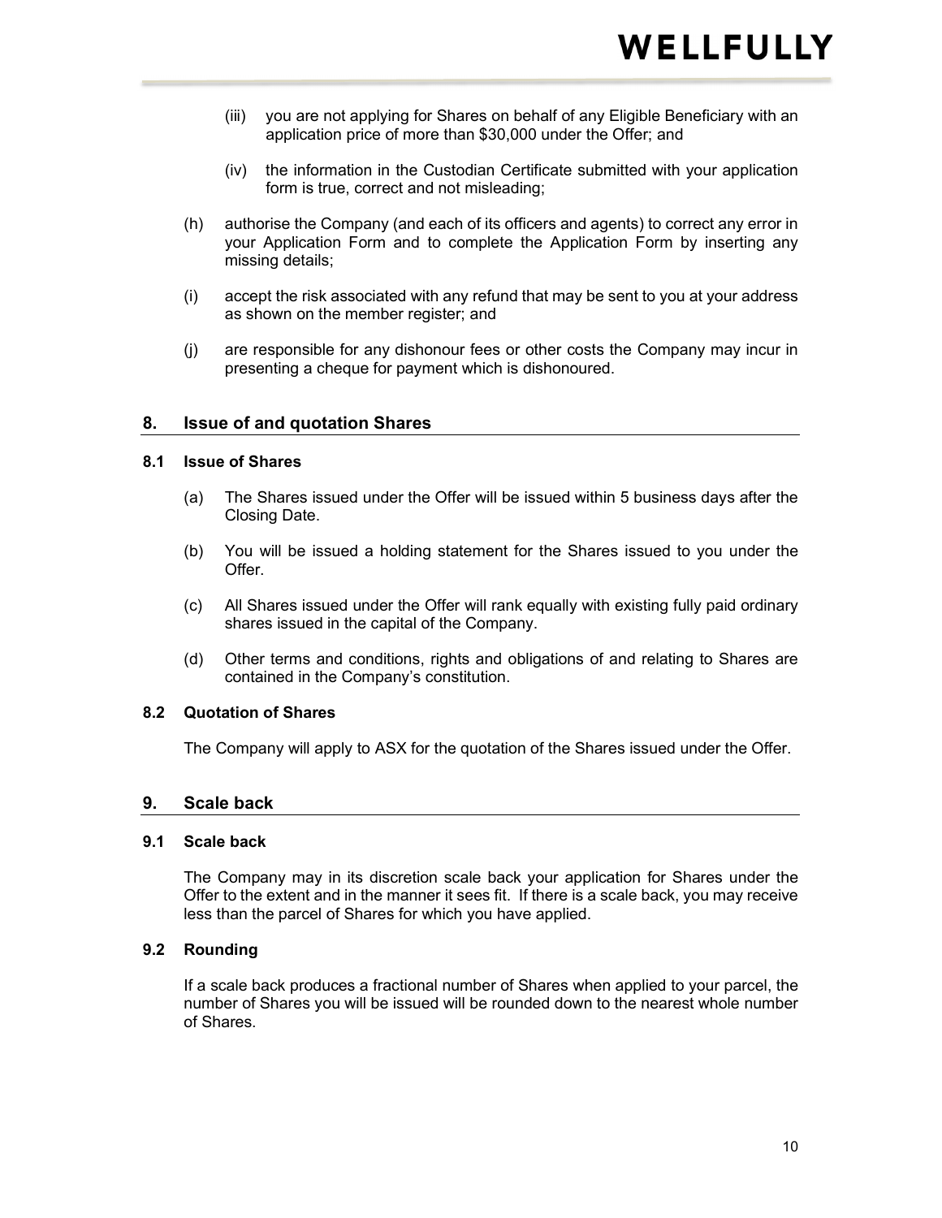(iii) you are not applying for Shares on behalf of any Eligible Beneficiary with an application price of more than $30,000 under the Offer; and

(iv) the information in the Custodian Certificate submitted with your application form is true, correct and not misleading;

(h) authorise the Company (and each of its officers and agents) to correct any error in your Application Form and to complete the Application Form by inserting any missing details;

(i) accept the risk associated with any refund that may be sent to you at your address as shown on the member register; and

(j) are responsible for any dishonour fees or other costs the Company may incur in presenting a cheque for payment which is dishonoured.

## 8. Issue of and quotation Shares

### 8.1 Issue of Shares

(a) The Shares issued under the Offer will be issued within 5 business days after the Closing Date.

(b) You will be issued a holding statement for the Shares issued to you under the Offer.

(c) All Shares issued under the Offer will rank equally with existing fully paid ordinary shares issued in the capital of the Company.

(d) Other terms and conditions, rights and obligations of and relating to Shares are contained in the Company's constitution.

### 8.2 Quotation of Shares

The Company will apply to ASX for the quotation of the Shares issued under the Offer.

## 9. Scale back

### 9.1 Scale back

The Company may in its discretion scale back your application for Shares under the Offer to the extent and in the manner it sees fit. If there is a scale back, you may receive less than the parcel of Shares for which you have applied.

### 9.2 Rounding

If a scale back produces a fractional number of Shares when applied to your parcel, the number of Shares you will be issued will be rounded down to the nearest whole number of Shares.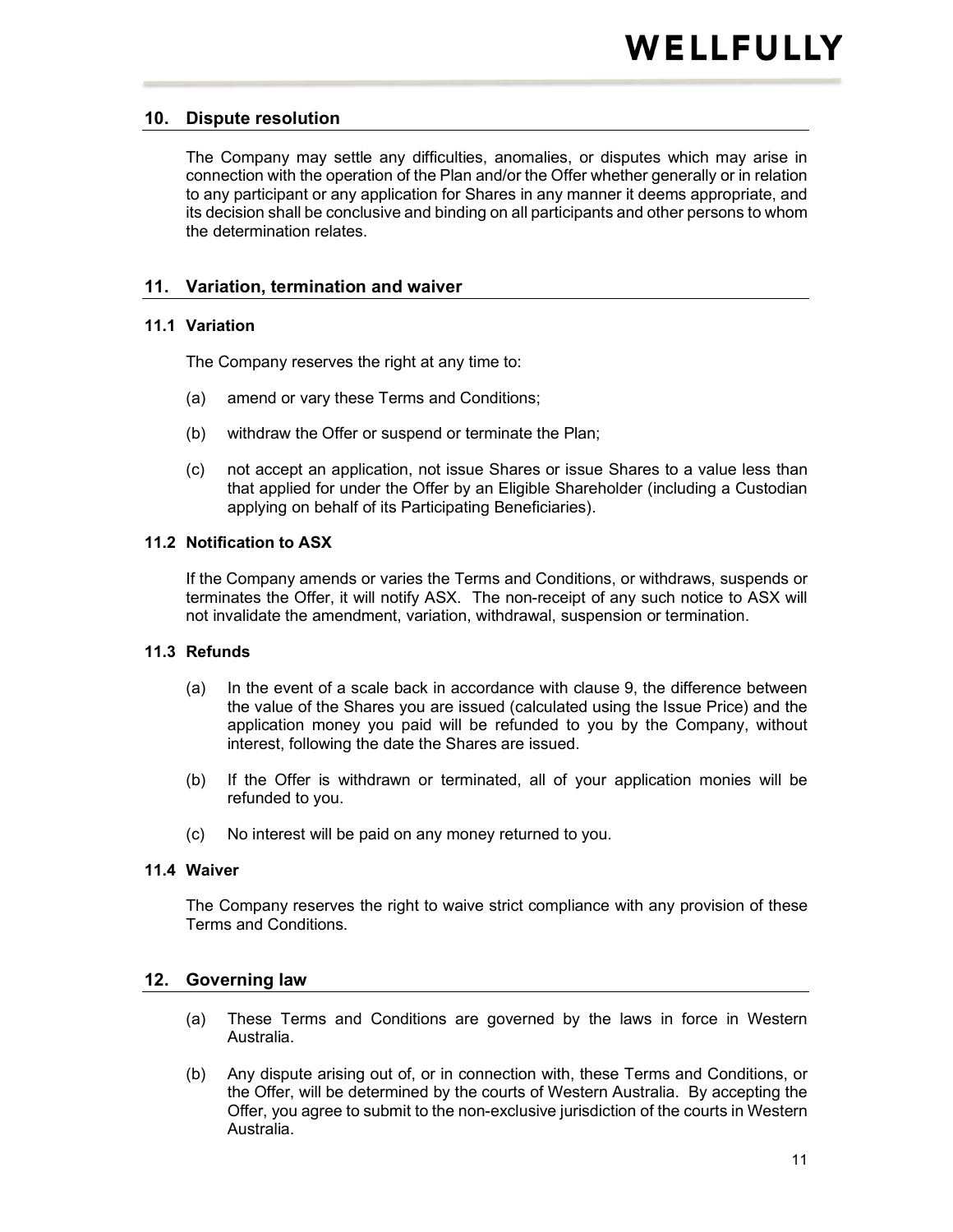## 10. Dispute resolution

The Company may settle any difficulties, anomalies, or disputes which may arise in connection with the operation of the Plan and/or the Offer whether generally or in relation to any participant or any application for Shares in any manner it deems appropriate, and its decision shall be conclusive and binding on all participants and other persons to whom the determination relates.

## 11. Variation, termination and waiver

### 11.1 Variation

The Company reserves the right at any time to:

(a) amend or vary these Terms and Conditions;

(b) withdraw the Offer or suspend or terminate the Plan;

(c) not accept an application, not issue Shares or issue Shares to a value less than that applied for under the Offer by an Eligible Shareholder (including a Custodian applying on behalf of its Participating Beneficiaries).

### 11.2 Notification to ASX

If the Company amends or varies the Terms and Conditions, or withdraws, suspends or terminates the Offer, it will notify ASX. The non-receipt of any such notice to ASX will not invalidate the amendment, variation, withdrawal, suspension or termination.

### 11.3 Refunds

(a) In the event of a scale back in accordance with clause 9, the difference between the value of the Shares you are issued (calculated using the Issue Price) and the application money you paid will be refunded to you by the Company, without interest, following the date the Shares are issued.

(b) If the Offer is withdrawn or terminated, all of your application monies will be refunded to you.

(c) No interest will be paid on any money returned to you.

### 11.4 Waiver

The Company reserves the right to waive strict compliance with any provision of these Terms and Conditions.

## 12. Governing law

(a) These Terms and Conditions are governed by the laws in force in Western Australia.

(b) Any dispute arising out of, or in connection with, these Terms and Conditions, or the Offer, will be determined by the courts of Western Australia. By accepting the Offer, you agree to submit to the non-exclusive jurisdiction of the courts in Western Australia.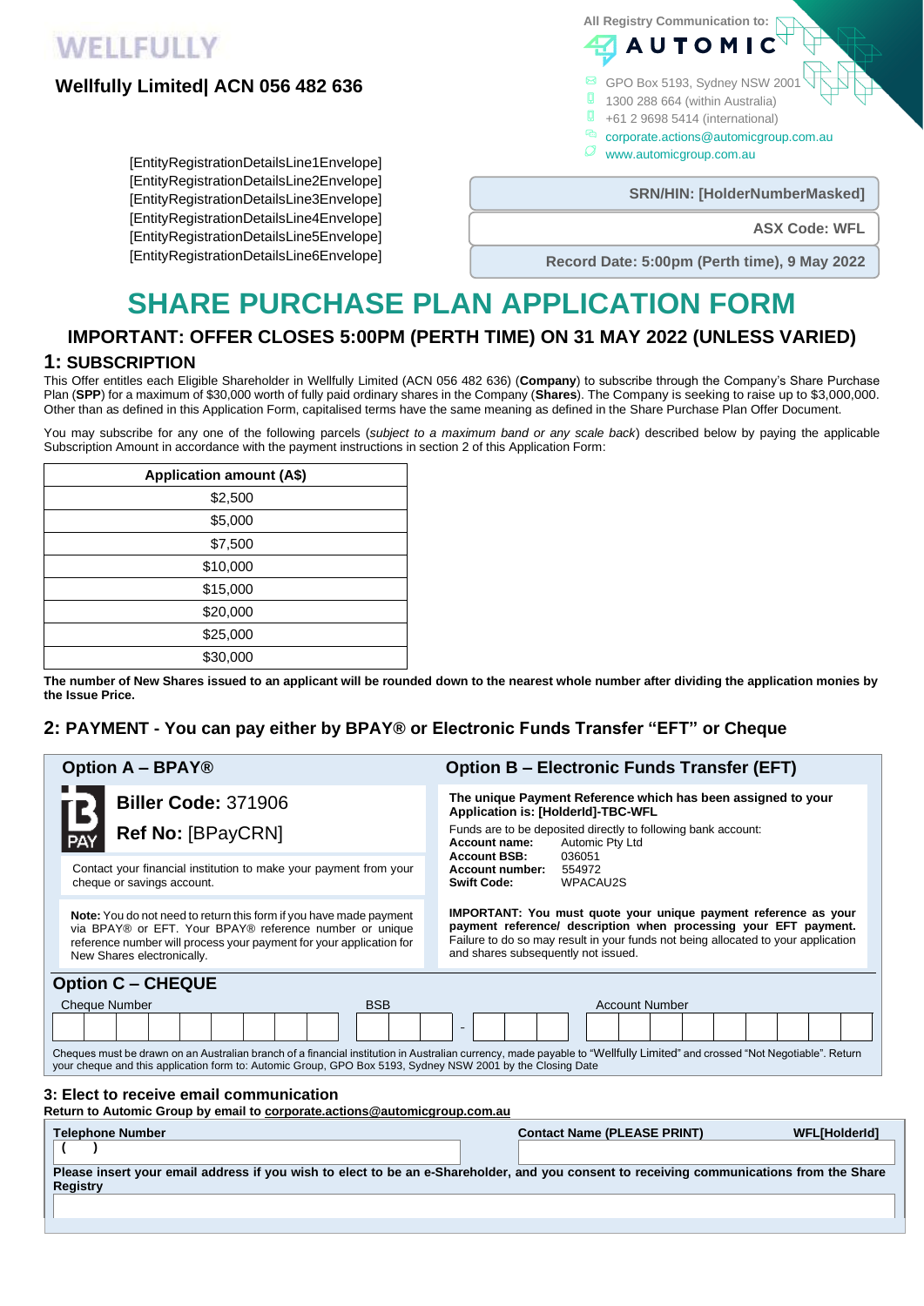WELLFULLY

## Wellfully Limited| ACN 056 482 636

All Registry Communication to:

AUTOMIC

GPO Box 5193, Sydney NSW 2001
1300 288 664 (within Australia)
+61 2 9698 5414 (international)
corporate.actions@automicgroup.com.au
www.automicgroup.com.au

[EntityRegistrationDetailsLine1Envelope]
[EntityRegistrationDetailsLine2Envelope]
[EntityRegistrationDetailsLine3Envelope]
[EntityRegistrationDetailsLine4Envelope]
[EntityRegistrationDetailsLine5Envelope]
[EntityRegistrationDetailsLine6Envelope]

**SRN/HIN: [HolderNumberMasked]**

**ASX Code: WFL**

**Record Date: 5:00pm (Perth time), 9 May 2022**

# SHARE PURCHASE PLAN APPLICATION FORM

## IMPORTANT: OFFER CLOSES 5:00PM (PERTH TIME) ON 31 MAY 2022 (UNLESS VARIED)

## 1: SUBSCRIPTION

This Offer entitles each Eligible Shareholder in Wellfully Limited (ACN 056 482 636) (**Company**) to subscribe through the Company's Share Purchase Plan (**SPP**) for a maximum of $30,000 worth of fully paid ordinary shares in the Company (**Shares**). The Company is seeking to raise up to $3,000,000. Other than as defined in this Application Form, capitalised terms have the same meaning as defined in the Share Purchase Plan Offer Document.

You may subscribe for any one of the following parcels (*subject to a maximum band or any scale back*) described below by paying the applicable Subscription Amount in accordance with the payment instructions in section 2 of this Application Form:

| Application amount (A$) |
|---|
| $2,500 |
| $5,000 |
| $7,500 |
| $10,000 |
| $15,000 |
| $20,000 |
| $25,000 |
| $30,000 |

**The number of New Shares issued to an applicant will be rounded down to the nearest whole number after dividing the application monies by the Issue Price.**

## 2: PAYMENT - You can pay either by BPAY® or Electronic Funds Transfer "EFT" or Cheque

### Option A – BPAY®

**Biller Code:** 371906

**Ref No:** [BPayCRN]

Contact your financial institution to make your payment from your cheque or savings account.

**Note:** You do not need to return this form if you have made payment via BPAY® or EFT. Your BPAY® reference number or unique reference number will process your payment for your application for New Shares electronically.

### Option B – Electronic Funds Transfer (EFT)

**The unique Payment Reference which has been assigned to your Application is: [HolderId]-TBC-WFL**

Funds are to be deposited directly to following bank account:

**Account name:** Automic Pty Ltd
**Account BSB:** 036051
**Account number:** 554972
**Swift Code:** WPACAU2S

**IMPORTANT: You must quote your unique payment reference as your payment reference/ description when processing your EFT payment.** Failure to do so may result in your funds not being allocated to your application and shares subsequently not issued.

### Option C – CHEQUE

| Cheque Number | BSB | Account Number |
|---|---|---|
| | - | |

Cheques must be drawn on an Australian branch of a financial institution in Australian currency, made payable to "Wellfully Limited" and crossed "Not Negotiable". Return your cheque and this application form to: Automic Group, GPO Box 5193, Sydney NSW 2001 by the Closing Date

## 3: Elect to receive email communication

**Return to Automic Group by email to corporate.actions@automicgroup.com.au**

| Telephone Number | Contact Name (PLEASE PRINT) | WFL[HolderId] |
|---|---|---|
| (    ) | | |

**Please insert your email address if you wish to elect to be an e-Shareholder, and you consent to receiving communications from the Share Registry**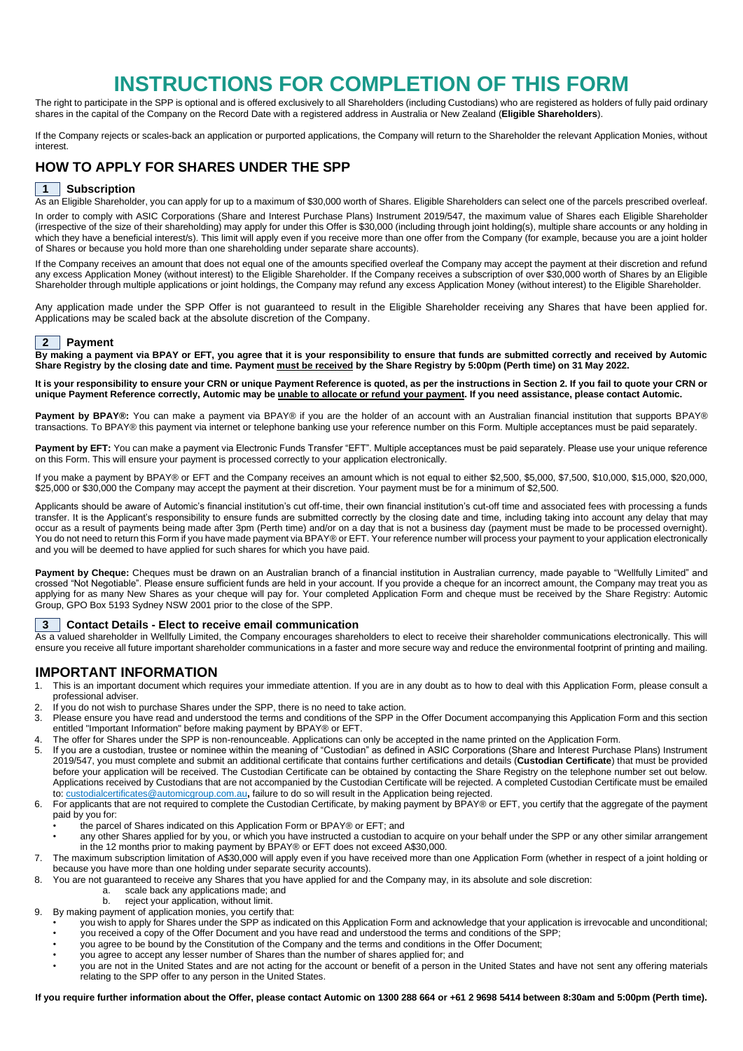# INSTRUCTIONS FOR COMPLETION OF THIS FORM

The right to participate in the SPP is optional and is offered exclusively to all Shareholders (including Custodians) who are registered as holders of fully paid ordinary shares in the capital of the Company on the Record Date with a registered address in Australia or New Zealand (**Eligible Shareholders**).

If the Company rejects or scales-back an application or purported applications, the Company will return to the Shareholder the relevant Application Monies, without interest.

## HOW TO APPLY FOR SHARES UNDER THE SPP

### 1 Subscription

As an Eligible Shareholder, you can apply for up to a maximum of $30,000 worth of Shares. Eligible Shareholders can select one of the parcels prescribed overleaf.

In order to comply with ASIC Corporations (Share and Interest Purchase Plans) Instrument 2019/547, the maximum value of Shares each Eligible Shareholder (irrespective of the size of their shareholding) may apply for under this Offer is $30,000 (including through joint holding(s), multiple share accounts or any holding in which they have a beneficial interest/s). This limit will apply even if you receive more than one offer from the Company (for example, because you are a joint holder of Shares or because you hold more than one shareholding under separate share accounts).

If the Company receives an amount that does not equal one of the amounts specified overleaf the Company may accept the payment at their discretion and refund any excess Application Money (without interest) to the Eligible Shareholder. If the Company receives a subscription of over $30,000 worth of Shares by an Eligible Shareholder through multiple applications or joint holdings, the Company may refund any excess Application Money (without interest) to the Eligible Shareholder.

Any application made under the SPP Offer is not guaranteed to result in the Eligible Shareholder receiving any Shares that have been applied for. Applications may be scaled back at the absolute discretion of the Company.

### 2 Payment

**By making a payment via BPAY or EFT, you agree that it is your responsibility to ensure that funds are submitted correctly and received by Automic Share Registry by the closing date and time. Payment must be received by the Share Registry by 5:00pm (Perth time) on 31 May 2022.**

**It is your responsibility to ensure your CRN or unique Payment Reference is quoted, as per the instructions in Section 2. If you fail to quote your CRN or unique Payment Reference correctly, Automic may be unable to allocate or refund your payment. If you need assistance, please contact Automic.**

**Payment by BPAY®:** You can make a payment via BPAY® if you are the holder of an account with an Australian financial institution that supports BPAY® transactions. To BPAY® this payment via internet or telephone banking use your reference number on this Form. Multiple acceptances must be paid separately.

**Payment by EFT:** You can make a payment via Electronic Funds Transfer "EFT". Multiple acceptances must be paid separately. Please use your unique reference on this Form. This will ensure your payment is processed correctly to your application electronically.

If you make a payment by BPAY® or EFT and the Company receives an amount which is not equal to either $2,500, $5,000, $7,500, $10,000, $15,000, $20,000, $25,000 or $30,000 the Company may accept the payment at their discretion. Your payment must be for a minimum of $2,500.

Applicants should be aware of Automic's financial institution's cut off-time, their own financial institution's cut-off time and associated fees with processing a funds transfer. It is the Applicant's responsibility to ensure funds are submitted correctly by the closing date and time, including taking into account any delay that may occur as a result of payments being made after 3pm (Perth time) and/or on a day that is not a business day (payment must be made to be processed overnight). You do not need to return this Form if you have made payment via BPAY® or EFT. Your reference number will process your payment to your application electronically and you will be deemed to have applied for such shares for which you have paid.

**Payment by Cheque:** Cheques must be drawn on an Australian branch of a financial institution in Australian currency, made payable to "Wellfully Limited" and crossed "Not Negotiable". Please ensure sufficient funds are held in your account. If you provide a cheque for an incorrect amount, the Company may treat you as applying for as many New Shares as your cheque will pay for. Your completed Application Form and cheque must be received by the Share Registry: Automic Group, GPO Box 5193 Sydney NSW 2001 prior to the close of the SPP.

### 3 Contact Details - Elect to receive email communication

As a valued shareholder in Wellfully Limited, the Company encourages shareholders to elect to receive their shareholder communications electronically. This will ensure you receive all future important shareholder communications in a faster and more secure way and reduce the environmental footprint of printing and mailing.

## IMPORTANT INFORMATION

1. This is an important document which requires your immediate attention. If you are in any doubt as to how to deal with this Application Form, please consult a professional adviser.
2. If you do not wish to purchase Shares under the SPP, there is no need to take action.
3. Please ensure you have read and understood the terms and conditions of the SPP in the Offer Document accompanying this Application Form and this section entitled "Important Information" before making payment by BPAY® or EFT.
4. The offer for Shares under the SPP is non-renounceable. Applications can only be accepted in the name printed on the Application Form.
5. If you are a custodian, trustee or nominee within the meaning of "Custodian" as defined in ASIC Corporations (Share and Interest Purchase Plans) Instrument 2019/547, you must complete and submit an additional certificate that contains further certifications and details (**Custodian Certificate**) that must be provided before your application will be received. The Custodian Certificate can be obtained by contacting the Share Registry on the telephone number set out below. Applications received by Custodians that are not accompanied by the Custodian Certificate will be rejected. A completed Custodian Certificate must be emailed to: custodialcertificates@automicgroup.com.au**,** failure to do so will result in the Application being rejected.
6. For applicants that are not required to complete the Custodian Certificate, by making payment by BPAY® or EFT, you certify that the aggregate of the payment paid by you for:
   - the parcel of Shares indicated on this Application Form or BPAY® or EFT; and
   - any other Shares applied for by you, or which you have instructed a custodian to acquire on your behalf under the SPP or any other similar arrangement in the 12 months prior to making payment by BPAY® or EFT does not exceed A$30,000.
7. The maximum subscription limitation of A$30,000 will apply even if you have received more than one Application Form (whether in respect of a joint holding or because you have more than one holding under separate security accounts).
8. You are not guaranteed to receive any Shares that you have applied for and the Company may, in its absolute and sole discretion:
   a. scale back any applications made; and
   b. reject your application, without limit.
9. By making payment of application monies, you certify that:
   - you wish to apply for Shares under the SPP as indicated on this Application Form and acknowledge that your application is irrevocable and unconditional;
   - you received a copy of the Offer Document and you have read and understood the terms and conditions of the SPP;
   - you agree to be bound by the Constitution of the Company and the terms and conditions in the Offer Document;
   - you agree to accept any lesser number of Shares than the number of shares applied for; and
   - you are not in the United States and are not acting for the account or benefit of a person in the United States and have not sent any offering materials relating to the SPP offer to any person in the United States.

**If you require further information about the Offer, please contact Automic on 1300 288 664 or +61 2 9698 5414 between 8:30am and 5:00pm (Perth time).**